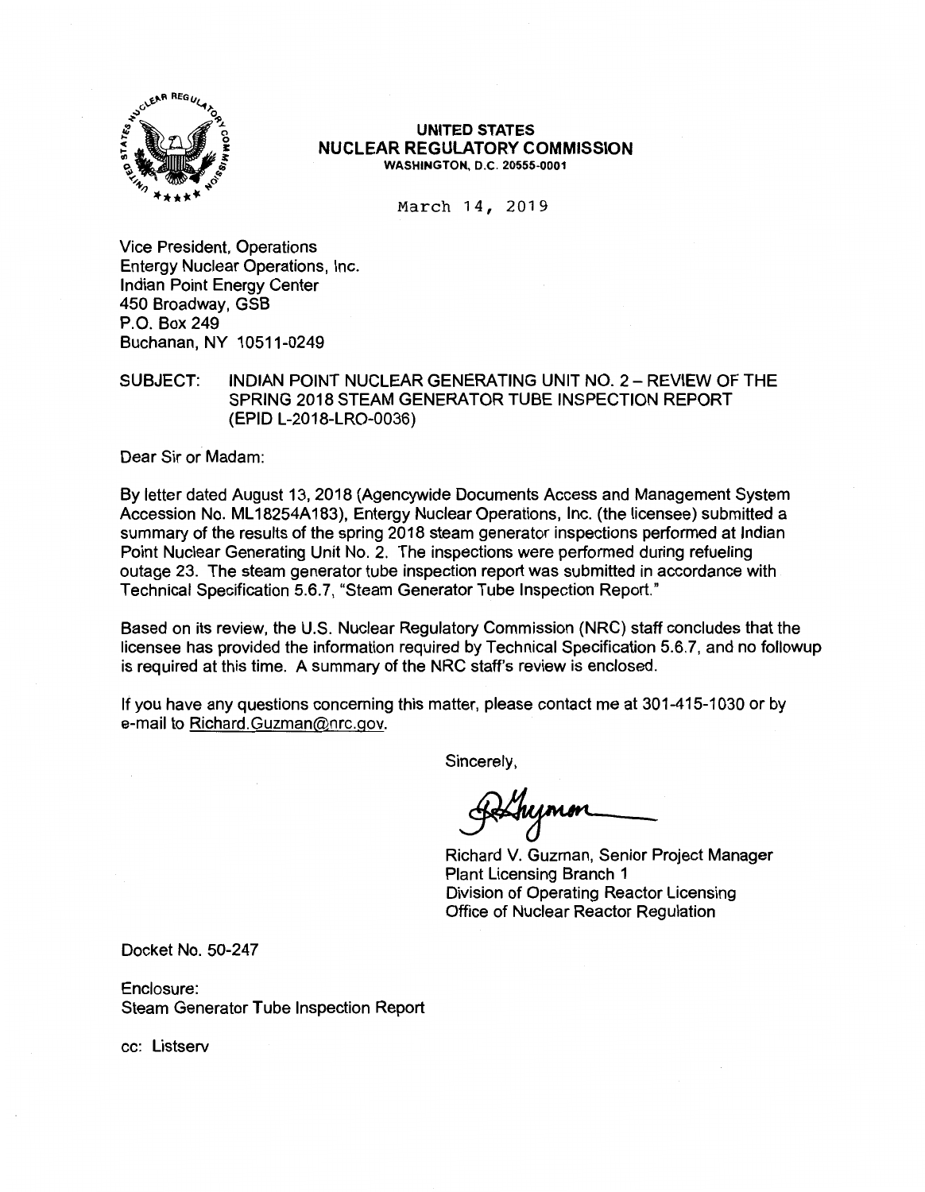**UNITED STATES**
**NUCLEAR REGULATORY COMMISSION**
WASHINGTON, D.C. 20555-0001

March 14, 2019

Vice President, Operations
Entergy Nuclear Operations, Inc.
Indian Point Energy Center
450 Broadway, GSB
P.O. Box 249
Buchanan, NY 10511-0249

SUBJECT: INDIAN POINT NUCLEAR GENERATING UNIT NO. 2 – REVIEW OF THE SPRING 2018 STEAM GENERATOR TUBE INSPECTION REPORT (EPID L-2018-LRO-0036)

Dear Sir or Madam:

By letter dated August 13, 2018 (Agencywide Documents Access and Management System Accession No. ML18254A183), Entergy Nuclear Operations, Inc. (the licensee) submitted a summary of the results of the spring 2018 steam generator inspections performed at Indian Point Nuclear Generating Unit No. 2. The inspections were performed during refueling outage 23. The steam generator tube inspection report was submitted in accordance with Technical Specification 5.6.7, "Steam Generator Tube Inspection Report."

Based on its review, the U.S. Nuclear Regulatory Commission (NRC) staff concludes that the licensee has provided the information required by Technical Specification 5.6.7, and no followup is required at this time. A summary of the NRC staff's review is enclosed.

If you have any questions concerning this matter, please contact me at 301-415-1030 or by e-mail to Richard.Guzman@nrc.gov.

Sincerely,

Richard V. Guzman, Senior Project Manager
Plant Licensing Branch 1
Division of Operating Reactor Licensing
Office of Nuclear Reactor Regulation

Docket No. 50-247

Enclosure:
Steam Generator Tube Inspection Report

cc: Listserv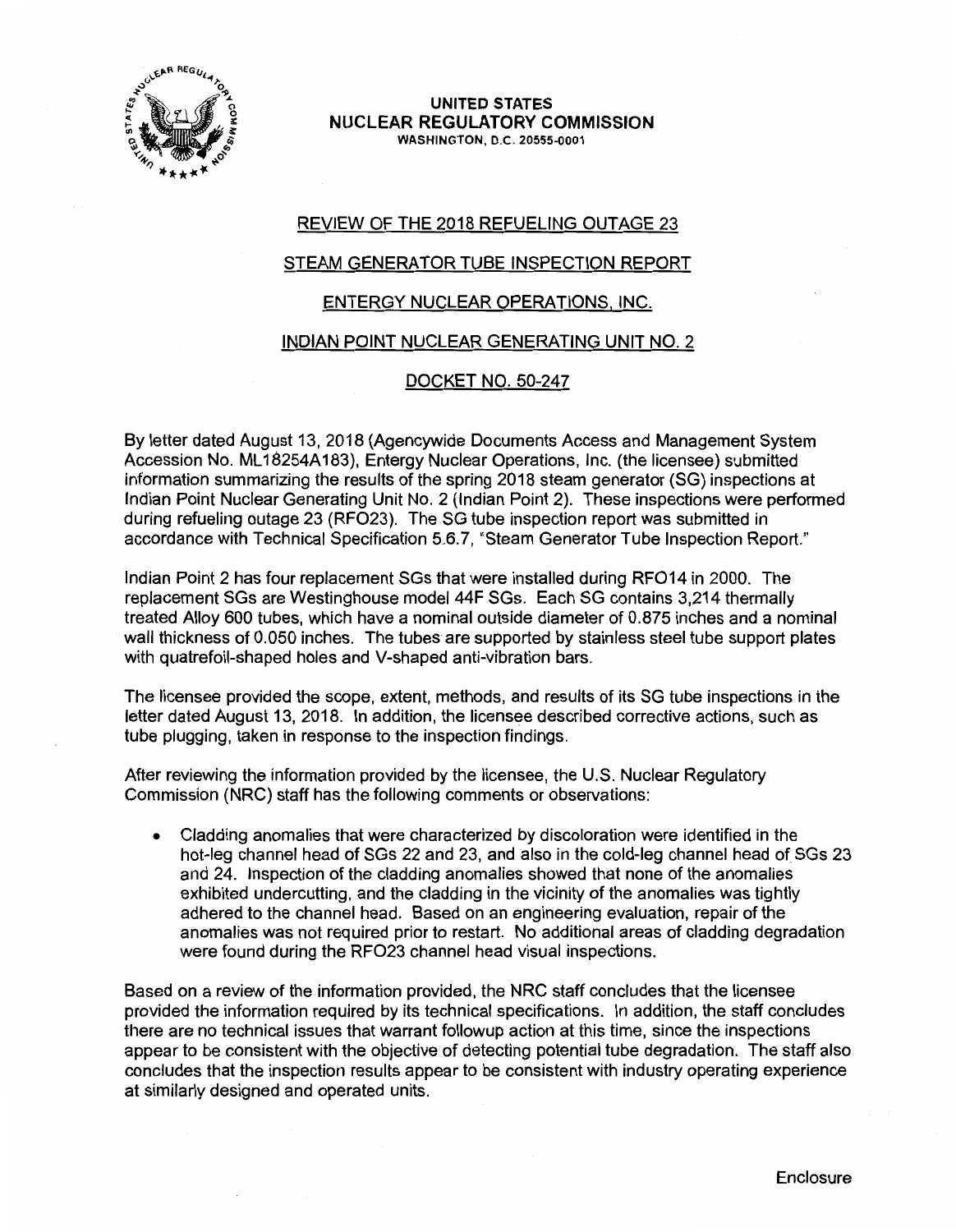UNITED STATES
NUCLEAR REGULATORY COMMISSION
WASHINGTON, D.C. 20555-0001

REVIEW OF THE 2018 REFUELING OUTAGE 23

STEAM GENERATOR TUBE INSPECTION REPORT

ENTERGY NUCLEAR OPERATIONS, INC.

INDIAN POINT NUCLEAR GENERATING UNIT NO. 2

DOCKET NO. 50-247

By letter dated August 13, 2018 (Agencywide Documents Access and Management System Accession No. ML18254A183), Entergy Nuclear Operations, Inc. (the licensee) submitted information summarizing the results of the spring 2018 steam generator (SG) inspections at Indian Point Nuclear Generating Unit No. 2 (Indian Point 2). These inspections were performed during refueling outage 23 (RFO23). The SG tube inspection report was submitted in accordance with Technical Specification 5.6.7, "Steam Generator Tube Inspection Report."

Indian Point 2 has four replacement SGs that were installed during RFO14 in 2000. The replacement SGs are Westinghouse model 44F SGs. Each SG contains 3,214 thermally treated Alloy 600 tubes, which have a nominal outside diameter of 0.875 inches and a nominal wall thickness of 0.050 inches. The tubes are supported by stainless steel tube support plates with quatrefoil-shaped holes and V-shaped anti-vibration bars.

The licensee provided the scope, extent, methods, and results of its SG tube inspections in the letter dated August 13, 2018. In addition, the licensee described corrective actions, such as tube plugging, taken in response to the inspection findings.

After reviewing the information provided by the licensee, the U.S. Nuclear Regulatory Commission (NRC) staff has the following comments or observations:

- Cladding anomalies that were characterized by discoloration were identified in the hot-leg channel head of SGs 22 and 23, and also in the cold-leg channel head of SGs 23 and 24. Inspection of the cladding anomalies showed that none of the anomalies exhibited undercutting, and the cladding in the vicinity of the anomalies was tightly adhered to the channel head. Based on an engineering evaluation, repair of the anomalies was not required prior to restart. No additional areas of cladding degradation were found during the RFO23 channel head visual inspections.

Based on a review of the information provided, the NRC staff concludes that the licensee provided the information required by its technical specifications. In addition, the staff concludes there are no technical issues that warrant followup action at this time, since the inspections appear to be consistent with the objective of detecting potential tube degradation. The staff also concludes that the inspection results appear to be consistent with industry operating experience at similarly designed and operated units.

Enclosure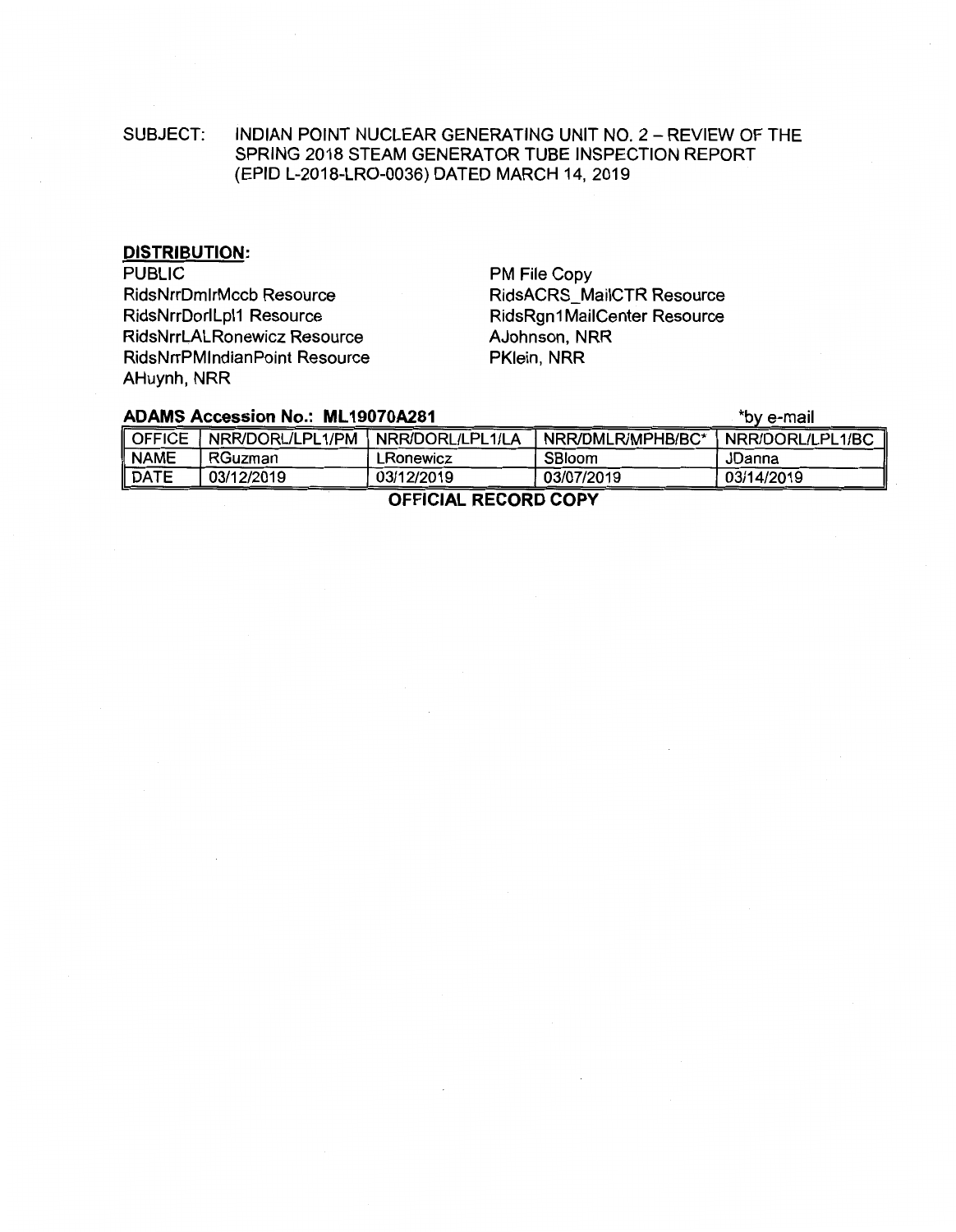SUBJECT: INDIAN POINT NUCLEAR GENERATING UNIT NO. 2 – REVIEW OF THE SPRING 2018 STEAM GENERATOR TUBE INSPECTION REPORT (EPID L-2018-LRO-0036) DATED MARCH 14, 2019

**DISTRIBUTION:**

PUBLIC
RidsNrrDmlrMccb Resource
RidsNrrDorlLpl1 Resource
RidsNrrLALRonewicz Resource
RidsNrrPMIndianPoint Resource
AHuynh, NRR
PM File Copy
RidsACRS_MailCTR Resource
RidsRgn1MailCenter Resource
AJohnson, NRR
PKlein, NRR

**ADAMS Accession No.: ML19070A281** *by e-mail

| OFFICE | NRR/DORL/LPL1/PM | NRR/DORL/LPL1/LA | NRR/DMLR/MPHB/BC* | NRR/DORL/LPL1/BC |
|---|---|---|---|---|
| NAME | RGuzman | LRonewicz | SBloom | JDanna |
| DATE | 03/12/2019 | 03/12/2019 | 03/07/2019 | 03/14/2019 |

**OFFICIAL RECORD COPY**